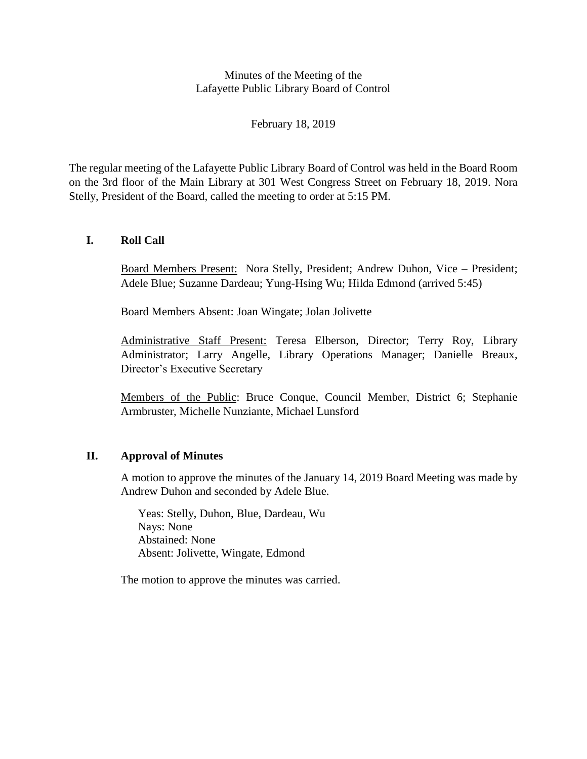Minutes of the Meeting of the
Lafayette Public Library Board of Control

February 18, 2019

The regular meeting of the Lafayette Public Library Board of Control was held in the Board Room on the 3rd floor of the Main Library at 301 West Congress Street on February 18, 2019. Nora Stelly, President of the Board, called the meeting to order at 5:15 PM.

## I. Roll Call

Board Members Present: Nora Stelly, President; Andrew Duhon, Vice – President; Adele Blue; Suzanne Dardeau; Yung-Hsing Wu; Hilda Edmond (arrived 5:45)

Board Members Absent: Joan Wingate; Jolan Jolivette

Administrative Staff Present: Teresa Elberson, Director; Terry Roy, Library Administrator; Larry Angelle, Library Operations Manager; Danielle Breaux, Director's Executive Secretary

Members of the Public: Bruce Conque, Council Member, District 6; Stephanie Armbruster, Michelle Nunziante, Michael Lunsford

## II. Approval of Minutes

A motion to approve the minutes of the January 14, 2019 Board Meeting was made by Andrew Duhon and seconded by Adele Blue.

Yeas: Stelly, Duhon, Blue, Dardeau, Wu
Nays: None
Abstained: None
Absent: Jolivette, Wingate, Edmond

The motion to approve the minutes was carried.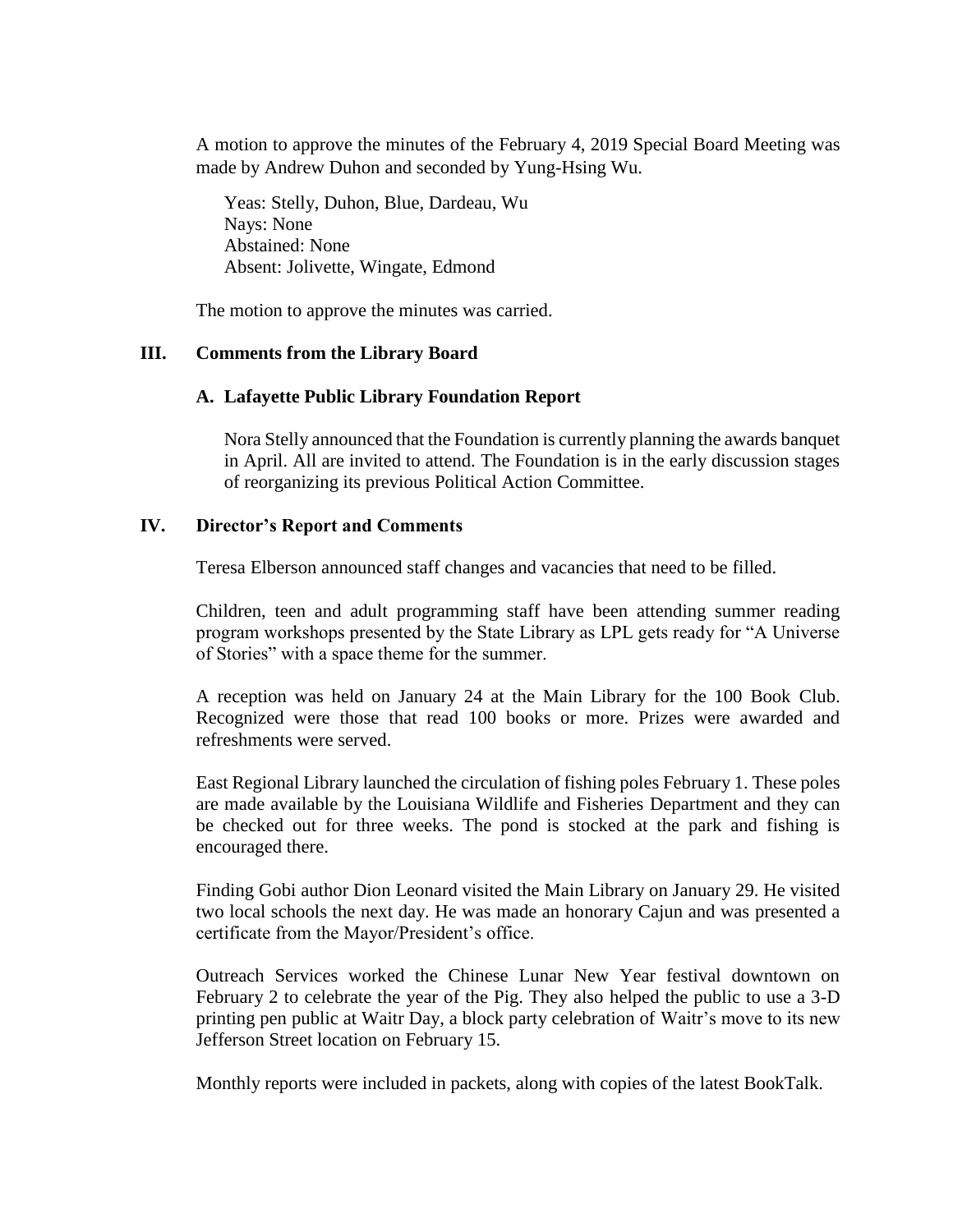A motion to approve the minutes of the February 4, 2019 Special Board Meeting was made by Andrew Duhon and seconded by Yung-Hsing Wu.

Yeas: Stelly, Duhon, Blue, Dardeau, Wu
Nays: None
Abstained: None
Absent: Jolivette, Wingate, Edmond

The motion to approve the minutes was carried.

## III. Comments from the Library Board

### A. Lafayette Public Library Foundation Report

Nora Stelly announced that the Foundation is currently planning the awards banquet in April. All are invited to attend. The Foundation is in the early discussion stages of reorganizing its previous Political Action Committee.

## IV. Director's Report and Comments

Teresa Elberson announced staff changes and vacancies that need to be filled.

Children, teen and adult programming staff have been attending summer reading program workshops presented by the State Library as LPL gets ready for "A Universe of Stories" with a space theme for the summer.

A reception was held on January 24 at the Main Library for the 100 Book Club. Recognized were those that read 100 books or more. Prizes were awarded and refreshments were served.

East Regional Library launched the circulation of fishing poles February 1. These poles are made available by the Louisiana Wildlife and Fisheries Department and they can be checked out for three weeks. The pond is stocked at the park and fishing is encouraged there.

Finding Gobi author Dion Leonard visited the Main Library on January 29. He visited two local schools the next day. He was made an honorary Cajun and was presented a certificate from the Mayor/President's office.

Outreach Services worked the Chinese Lunar New Year festival downtown on February 2 to celebrate the year of the Pig. They also helped the public to use a 3-D printing pen public at Waitr Day, a block party celebration of Waitr's move to its new Jefferson Street location on February 15.

Monthly reports were included in packets, along with copies of the latest BookTalk.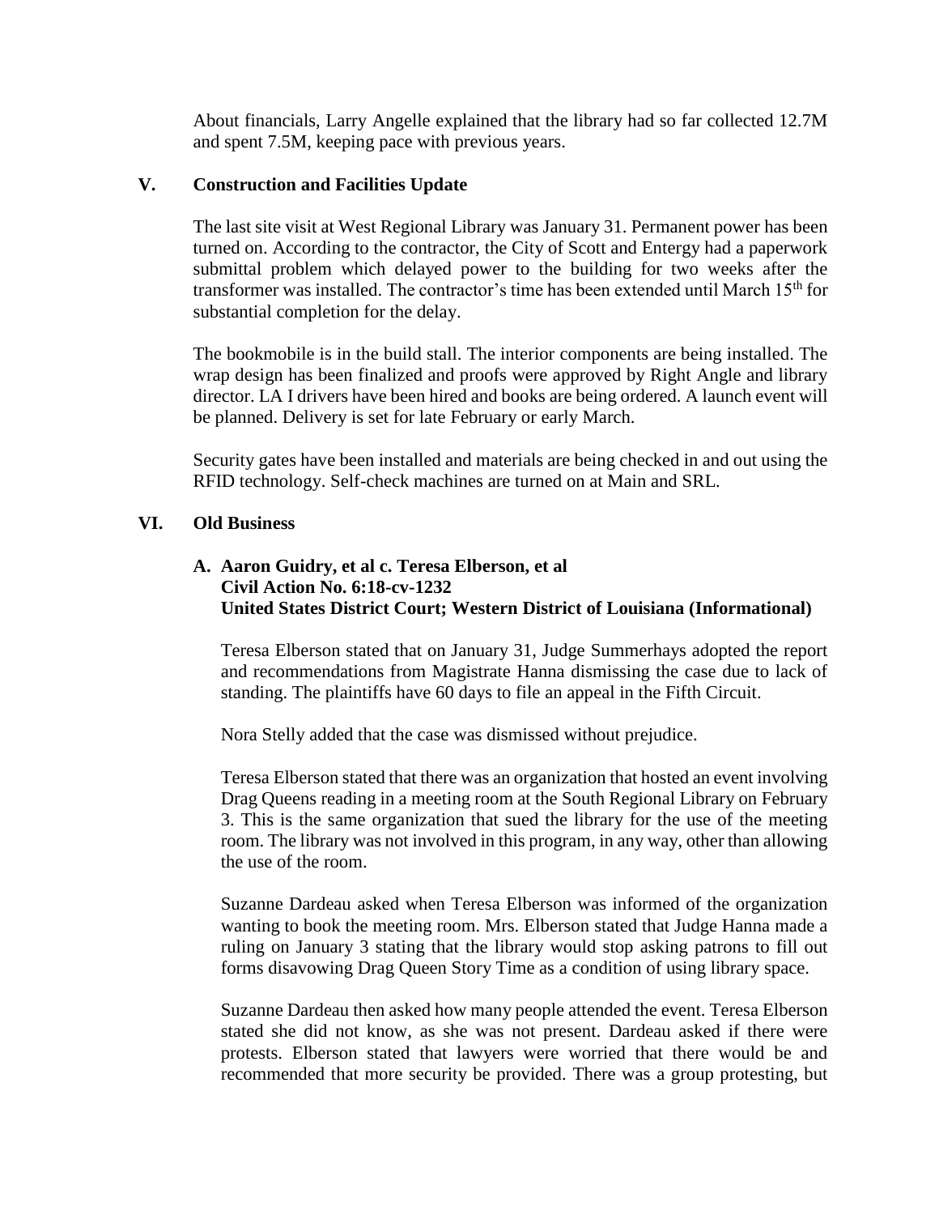About financials, Larry Angelle explained that the library had so far collected 12.7M and spent 7.5M, keeping pace with previous years.

## V. Construction and Facilities Update

The last site visit at West Regional Library was January 31. Permanent power has been turned on. According to the contractor, the City of Scott and Entergy had a paperwork submittal problem which delayed power to the building for two weeks after the transformer was installed. The contractor's time has been extended until March 15th for substantial completion for the delay.

The bookmobile is in the build stall. The interior components are being installed. The wrap design has been finalized and proofs were approved by Right Angle and library director. LA I drivers have been hired and books are being ordered. A launch event will be planned. Delivery is set for late February or early March.

Security gates have been installed and materials are being checked in and out using the RFID technology. Self-check machines are turned on at Main and SRL.

## VI. Old Business

### A. Aaron Guidry, et al c. Teresa Elberson, et al Civil Action No. 6:18-cv-1232 United States District Court; Western District of Louisiana (Informational)

Teresa Elberson stated that on January 31, Judge Summerhays adopted the report and recommendations from Magistrate Hanna dismissing the case due to lack of standing. The plaintiffs have 60 days to file an appeal in the Fifth Circuit.

Nora Stelly added that the case was dismissed without prejudice.

Teresa Elberson stated that there was an organization that hosted an event involving Drag Queens reading in a meeting room at the South Regional Library on February 3. This is the same organization that sued the library for the use of the meeting room. The library was not involved in this program, in any way, other than allowing the use of the room.

Suzanne Dardeau asked when Teresa Elberson was informed of the organization wanting to book the meeting room. Mrs. Elberson stated that Judge Hanna made a ruling on January 3 stating that the library would stop asking patrons to fill out forms disavowing Drag Queen Story Time as a condition of using library space.

Suzanne Dardeau then asked how many people attended the event. Teresa Elberson stated she did not know, as she was not present. Dardeau asked if there were protests. Elberson stated that lawyers were worried that there would be and recommended that more security be provided. There was a group protesting, but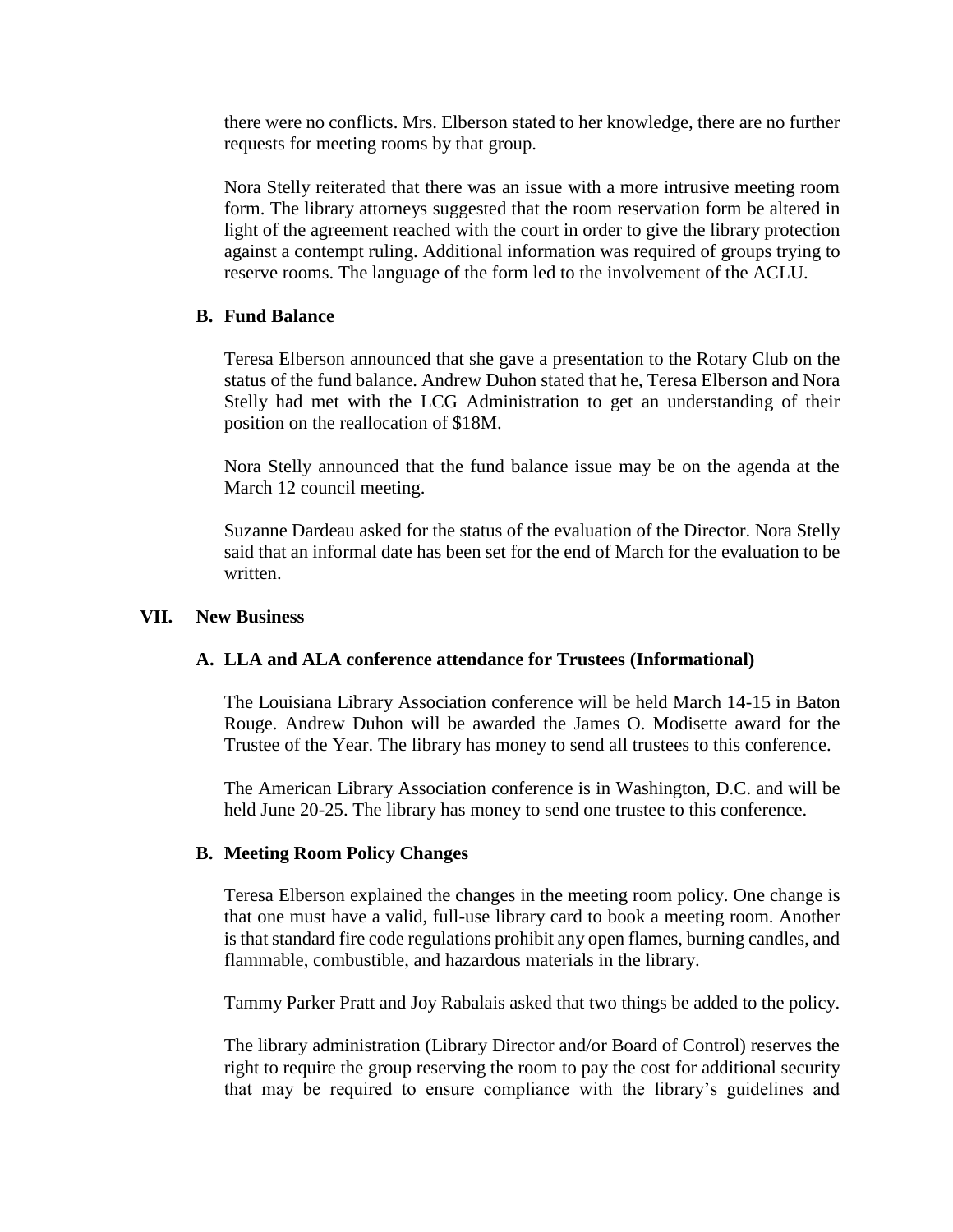there were no conflicts. Mrs. Elberson stated to her knowledge, there are no further requests for meeting rooms by that group.

Nora Stelly reiterated that there was an issue with a more intrusive meeting room form. The library attorneys suggested that the room reservation form be altered in light of the agreement reached with the court in order to give the library protection against a contempt ruling. Additional information was required of groups trying to reserve rooms. The language of the form led to the involvement of the ACLU.

### B. Fund Balance

Teresa Elberson announced that she gave a presentation to the Rotary Club on the status of the fund balance. Andrew Duhon stated that he, Teresa Elberson and Nora Stelly had met with the LCG Administration to get an understanding of their position on the reallocation of $18M.

Nora Stelly announced that the fund balance issue may be on the agenda at the March 12 council meeting.

Suzanne Dardeau asked for the status of the evaluation of the Director. Nora Stelly said that an informal date has been set for the end of March for the evaluation to be written.

## VII. New Business

### A. LLA and ALA conference attendance for Trustees (Informational)

The Louisiana Library Association conference will be held March 14-15 in Baton Rouge. Andrew Duhon will be awarded the James O. Modisette award for the Trustee of the Year. The library has money to send all trustees to this conference.

The American Library Association conference is in Washington, D.C. and will be held June 20-25. The library has money to send one trustee to this conference.

### B. Meeting Room Policy Changes

Teresa Elberson explained the changes in the meeting room policy. One change is that one must have a valid, full-use library card to book a meeting room. Another is that standard fire code regulations prohibit any open flames, burning candles, and flammable, combustible, and hazardous materials in the library.

Tammy Parker Pratt and Joy Rabalais asked that two things be added to the policy.

The library administration (Library Director and/or Board of Control) reserves the right to require the group reserving the room to pay the cost for additional security that may be required to ensure compliance with the library's guidelines and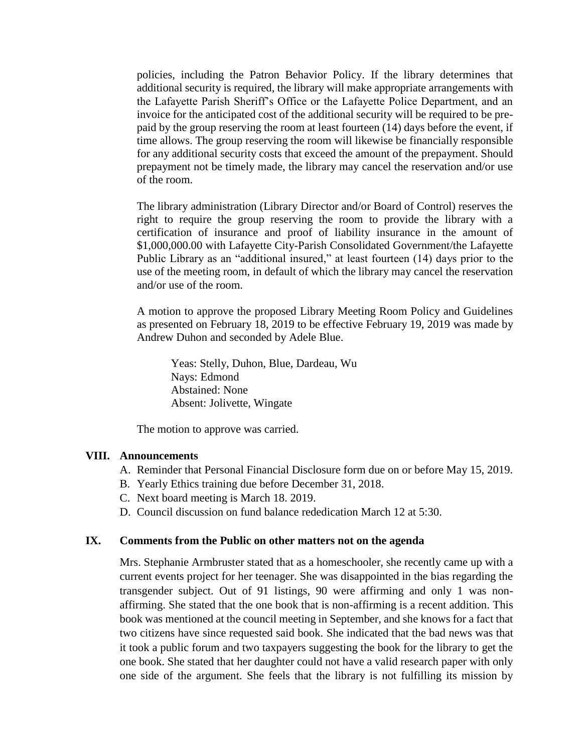policies, including the Patron Behavior Policy. If the library determines that additional security is required, the library will make appropriate arrangements with the Lafayette Parish Sheriff's Office or the Lafayette Police Department, and an invoice for the anticipated cost of the additional security will be required to be pre-paid by the group reserving the room at least fourteen (14) days before the event, if time allows. The group reserving the room will likewise be financially responsible for any additional security costs that exceed the amount of the prepayment. Should prepayment not be timely made, the library may cancel the reservation and/or use of the room.

The library administration (Library Director and/or Board of Control) reserves the right to require the group reserving the room to provide the library with a certification of insurance and proof of liability insurance in the amount of $1,000,000.00 with Lafayette City-Parish Consolidated Government/the Lafayette Public Library as an "additional insured," at least fourteen (14) days prior to the use of the meeting room, in default of which the library may cancel the reservation and/or use of the room.

A motion to approve the proposed Library Meeting Room Policy and Guidelines as presented on February 18, 2019 to be effective February 19, 2019 was made by Andrew Duhon and seconded by Adele Blue.

Yeas: Stelly, Duhon, Blue, Dardeau, Wu
Nays: Edmond
Abstained: None
Absent: Jolivette, Wingate

The motion to approve was carried.

## VIII. Announcements

A. Reminder that Personal Financial Disclosure form due on or before May 15, 2019.
B. Yearly Ethics training due before December 31, 2018.
C. Next board meeting is March 18. 2019.
D. Council discussion on fund balance rededication March 12 at 5:30.

## IX. Comments from the Public on other matters not on the agenda

Mrs. Stephanie Armbruster stated that as a homeschooler, she recently came up with a current events project for her teenager. She was disappointed in the bias regarding the transgender subject. Out of 91 listings, 90 were affirming and only 1 was non-affirming. She stated that the one book that is non-affirming is a recent addition. This book was mentioned at the council meeting in September, and she knows for a fact that two citizens have since requested said book. She indicated that the bad news was that it took a public forum and two taxpayers suggesting the book for the library to get the one book. She stated that her daughter could not have a valid research paper with only one side of the argument. She feels that the library is not fulfilling its mission by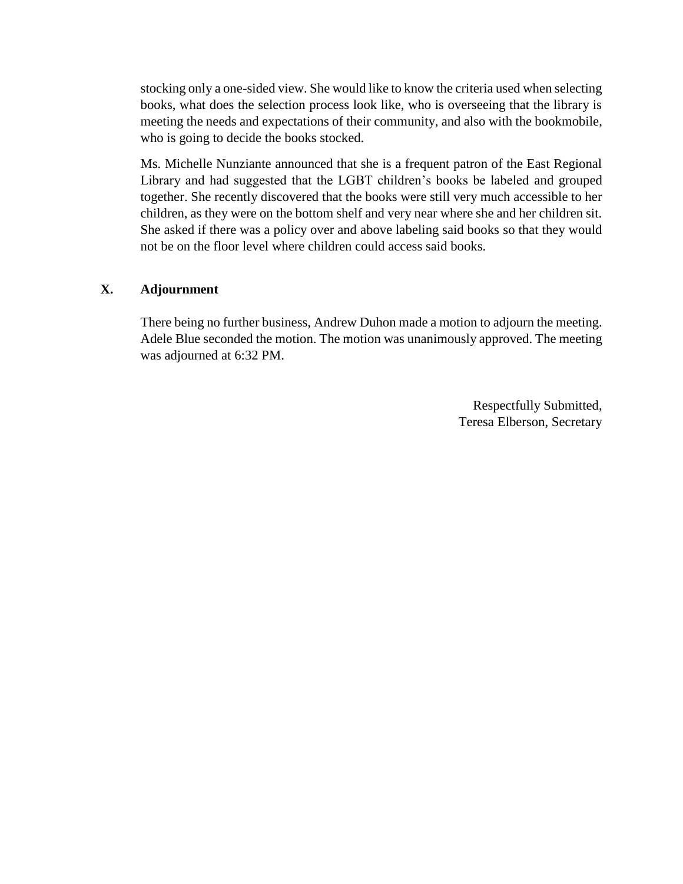stocking only a one-sided view. She would like to know the criteria used when selecting books, what does the selection process look like, who is overseeing that the library is meeting the needs and expectations of their community, and also with the bookmobile, who is going to decide the books stocked.

Ms. Michelle Nunziante announced that she is a frequent patron of the East Regional Library and had suggested that the LGBT children's books be labeled and grouped together. She recently discovered that the books were still very much accessible to her children, as they were on the bottom shelf and very near where she and her children sit. She asked if there was a policy over and above labeling said books so that they would not be on the floor level where children could access said books.

## X. Adjournment

There being no further business, Andrew Duhon made a motion to adjourn the meeting. Adele Blue seconded the motion. The motion was unanimously approved. The meeting was adjourned at 6:32 PM.

Respectfully Submitted,
Teresa Elberson, Secretary